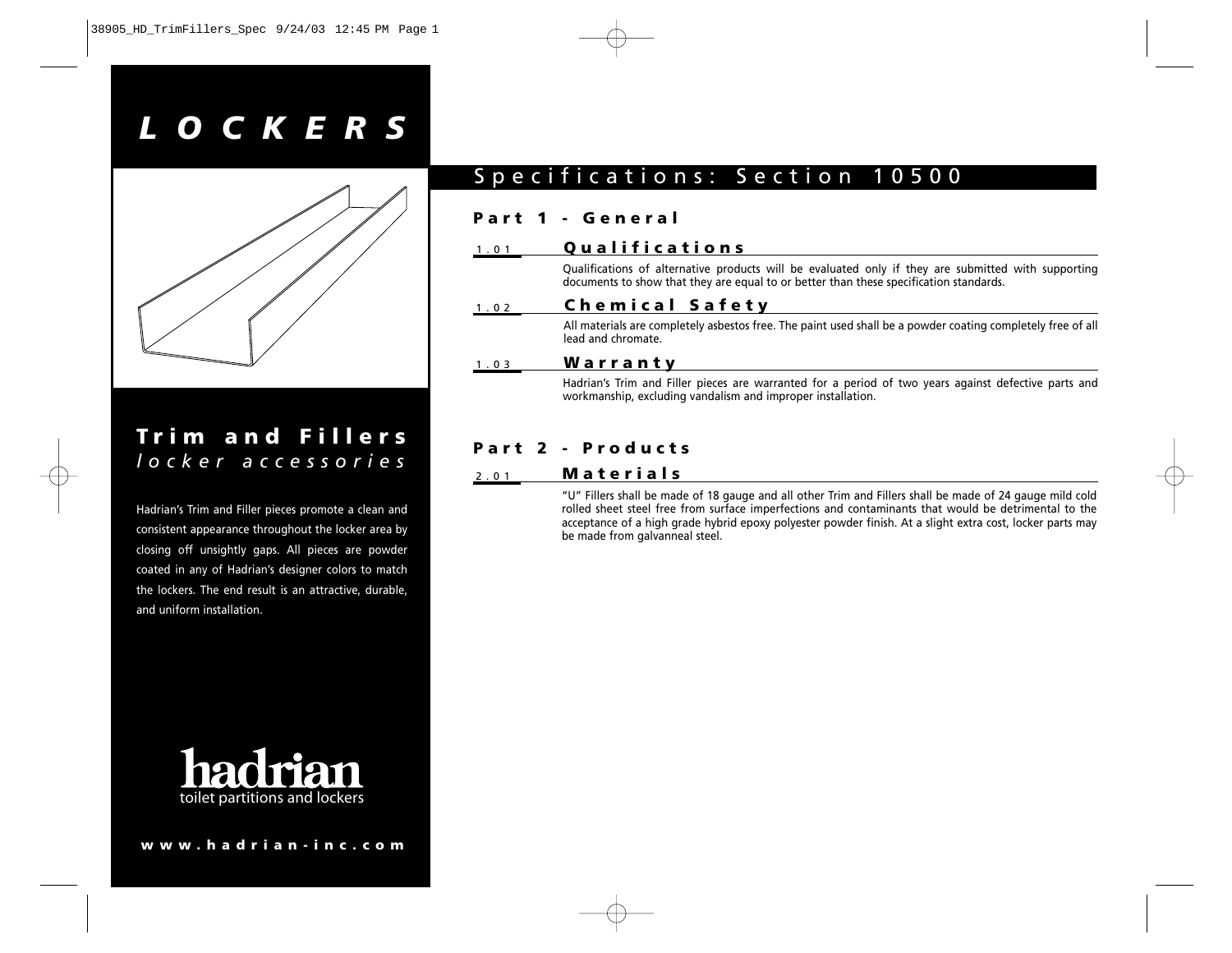# LOCKERS

## Trim and Fillers
*locker accessories*

Hadrian's Trim and Filler pieces promote a clean and consistent appearance throughout the locker area by closing off unsightly gaps. All pieces are powder coated in any of Hadrian's designer colors to match the lockers. The end result is an attractive, durable, and uniform installation.

hadrian
toilet partitions and lockers

www.hadrian-inc.com

# Specifications: Section 10500

## Part 1 - General

### 1.01 Qualifications

Qualifications of alternative products will be evaluated only if they are submitted with supporting documents to show that they are equal to or better than these specification standards.

### 1.02 Chemical Safety

All materials are completely asbestos free. The paint used shall be a powder coating completely free of all lead and chromate.

### 1.03 Warranty

Hadrian's Trim and Filler pieces are warranted for a period of two years against defective parts and workmanship, excluding vandalism and improper installation.

## Part 2 - Products

### 2.01 Materials

"U" Fillers shall be made of 18 gauge and all other Trim and Fillers shall be made of 24 gauge mild cold rolled sheet steel free from surface imperfections and contaminants that would be detrimental to the acceptance of a high grade hybrid epoxy polyester powder finish. At a slight extra cost, locker parts may be made from galvanneal steel.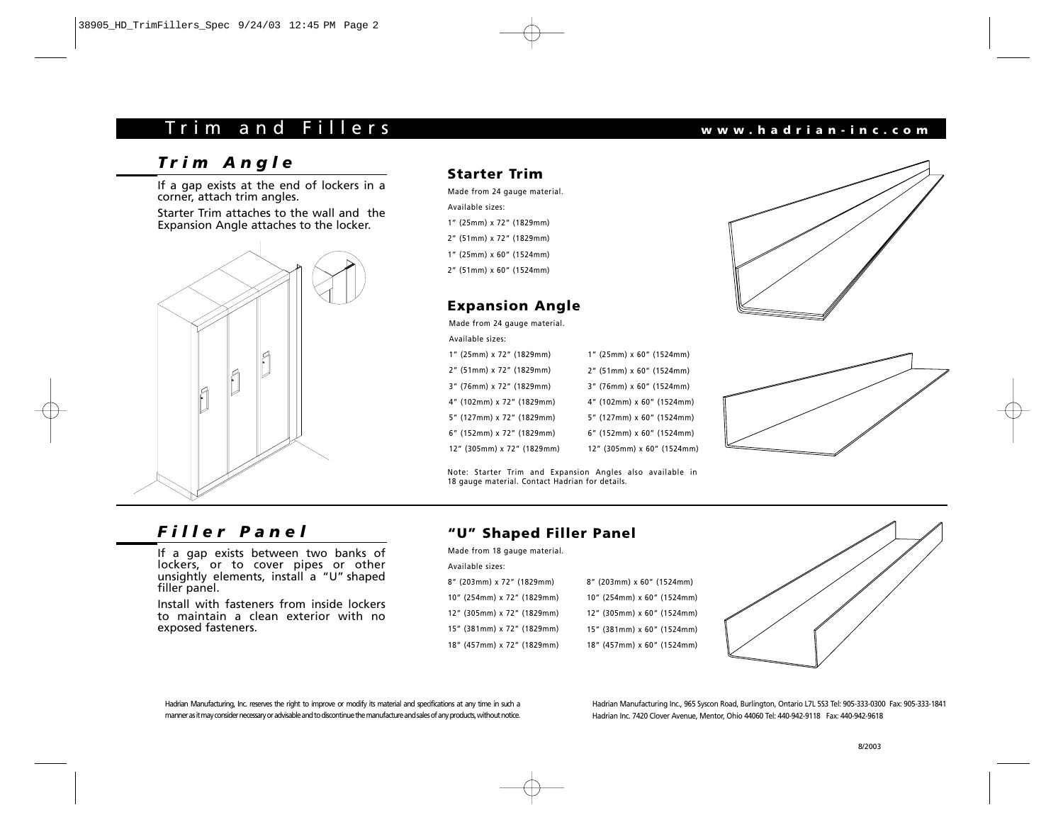# Trim and Fillers

www.hadrian-inc.com

## *Trim Angle*

If a gap exists at the end of lockers in a corner, attach trim angles.

Starter Trim attaches to the wall and the Expansion Angle attaches to the locker.

### Starter Trim

Made from 24 gauge material.

Available sizes:

1" (25mm) x 72" (1829mm)
2" (51mm) x 72" (1829mm)
1" (25mm) x 60" (1524mm)
2" (51mm) x 60" (1524mm)

### Expansion Angle

Made from 24 gauge material.

Available sizes:

| | |
|---|---|
| 1" (25mm) x 72" (1829mm) | 1" (25mm) x 60" (1524mm) |
| 2" (51mm) x 72" (1829mm) | 2" (51mm) x 60" (1524mm) |
| 3" (76mm) x 72" (1829mm) | 3" (76mm) x 60" (1524mm) |
| 4" (102mm) x 72" (1829mm) | 4" (102mm) x 60" (1524mm) |
| 5" (127mm) x 72" (1829mm) | 5" (127mm) x 60" (1524mm) |
| 6" (152mm) x 72" (1829mm) | 6" (152mm) x 60" (1524mm) |
| 12" (305mm) x 72" (1829mm) | 12" (305mm) x 60" (1524mm) |

Note: Starter Trim and Expansion Angles also available in 18 gauge material. Contact Hadrian for details.

## *Filler Panel*

If a gap exists between two banks of lockers, or to cover pipes or other unsightly elements, install a "U" shaped filler panel.

Install with fasteners from inside lockers to maintain a clean exterior with no exposed fasteners.

### "U" Shaped Filler Panel

Made from 18 gauge material.

Available sizes:

| | |
|---|---|
| 8" (203mm) x 72" (1829mm) | 8" (203mm) x 60" (1524mm) |
| 10" (254mm) x 72" (1829mm) | 10" (254mm) x 60" (1524mm) |
| 12" (305mm) x 72" (1829mm) | 12" (305mm) x 60" (1524mm) |
| 15" (381mm) x 72" (1829mm) | 15" (381mm) x 60" (1524mm) |
| 18" (457mm) x 72" (1829mm) | 18" (457mm) x 60" (1524mm) |

Hadrian Manufacturing, Inc. reserves the right to improve or modify its material and specifications at any time in such a manner as it may consider necessary or advisable and to discontinue the manufacture and sales of any products, without notice.

Hadrian Manufacturing Inc., 965 Syscon Road, Burlington, Ontario L7L 5S3 Tel: 905-333-0300 Fax: 905-333-1841
Hadrian Inc. 7420 Clover Avenue, Mentor, Ohio 44060 Tel: 440-942-9118 Fax: 440-942-9618

8/2003